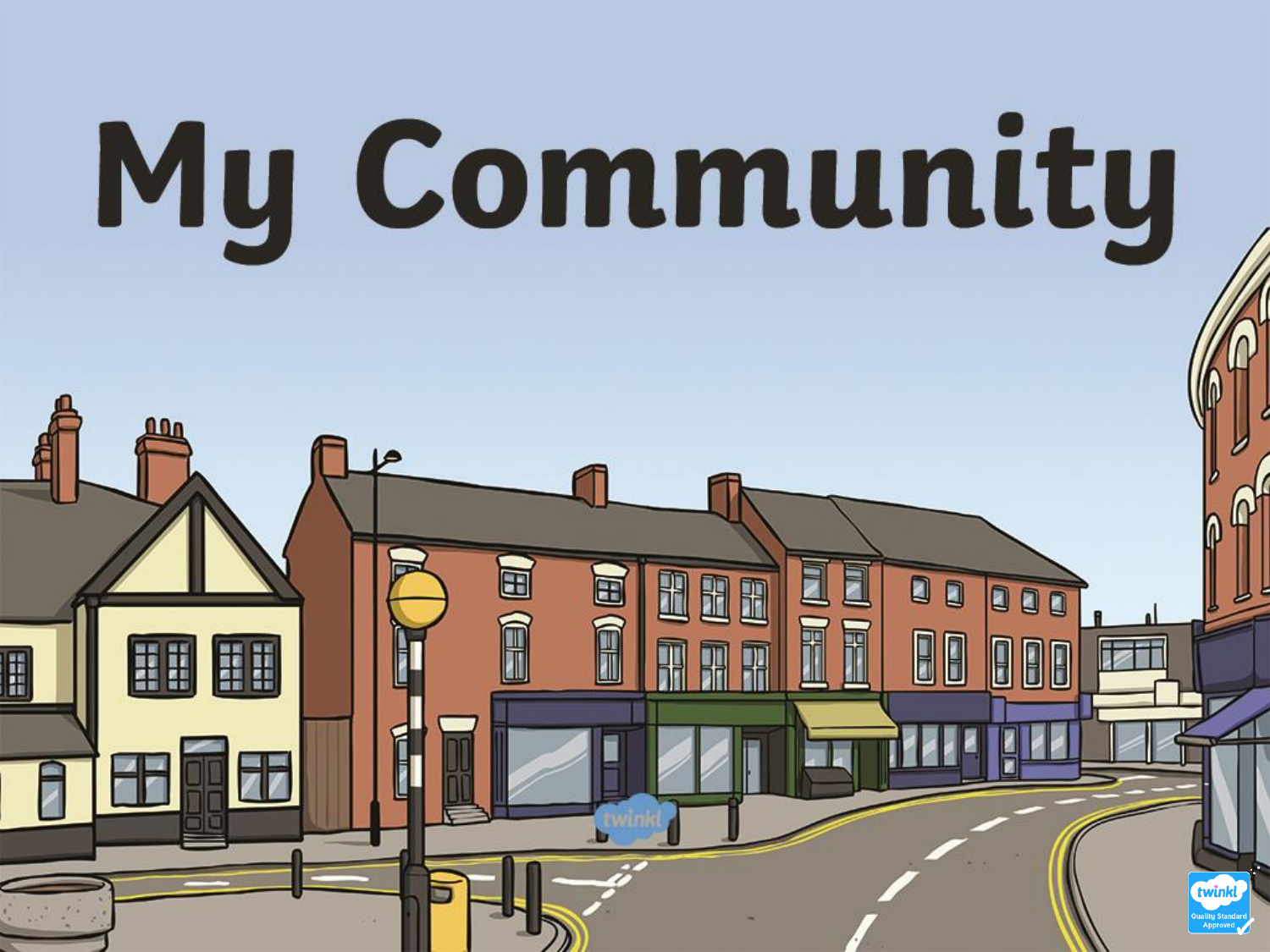# My Community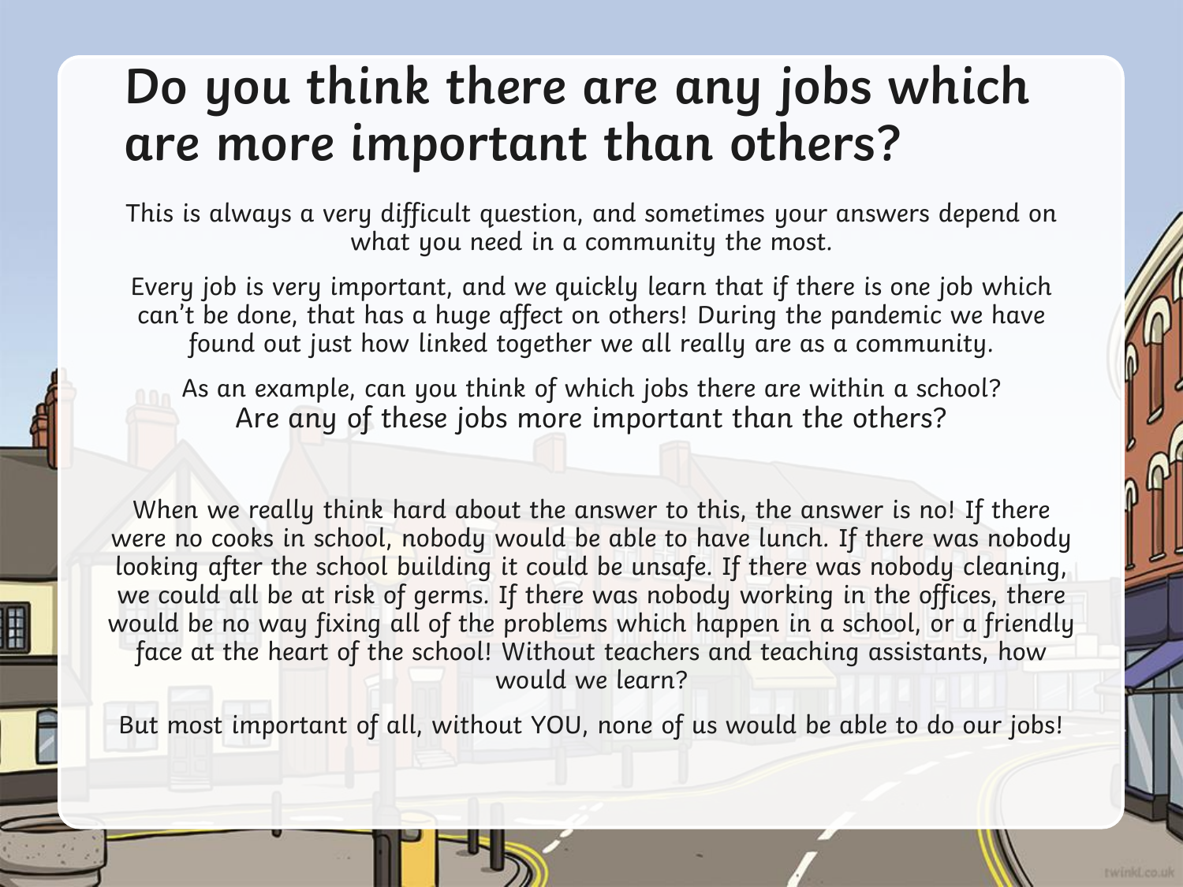# Do you think there are any jobs which are more important than others?

This is always a very difficult question, and sometimes your answers depend on what you need in a community the most.

Every job is very important, and we quickly learn that if there is one job which can't be done, that has a huge affect on others! During the pandemic we have found out just how linked together we all really are as a community.

As an example, can you think of which jobs there are within a school?
Are any of these jobs more important than the others?

When we really think hard about the answer to this, the answer is no! If there were no cooks in school, nobody would be able to have lunch. If there was nobody looking after the school building it could be unsafe. If there was nobody cleaning, we could all be at risk of germs. If there was nobody working in the offices, there would be no way fixing all of the problems which happen in a school, or a friendly face at the heart of the school! Without teachers and teaching assistants, how would we learn?

But most important of all, without YOU, none of us would be able to do our jobs!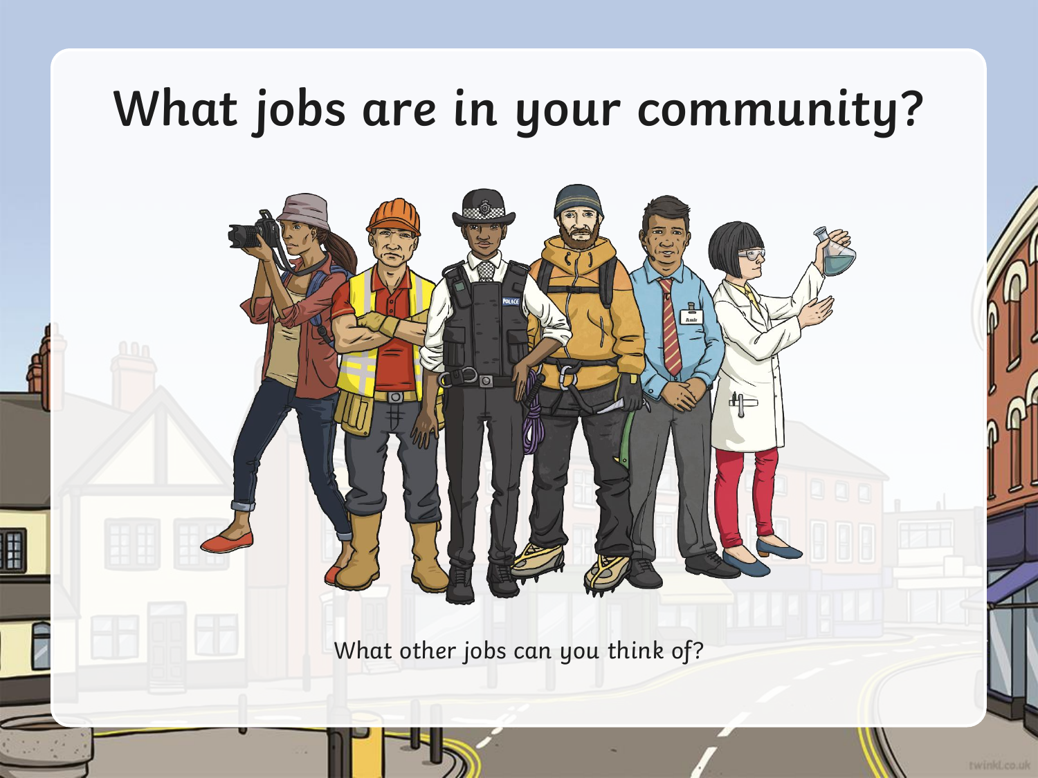# What jobs are in your community?

What other jobs can you think of?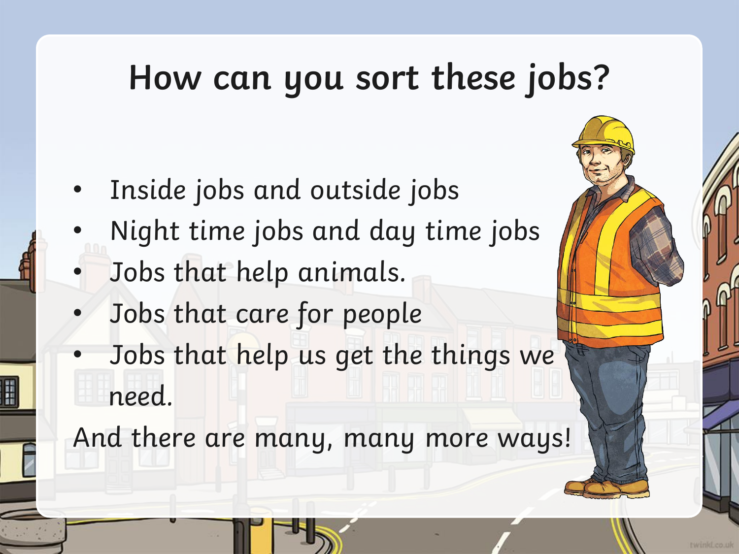# How can you sort these jobs?

- Inside jobs and outside jobs
- Night time jobs and day time jobs
- Jobs that help animals.
- Jobs that care for people
- Jobs that help us get the things we need.

And there are many, many more ways!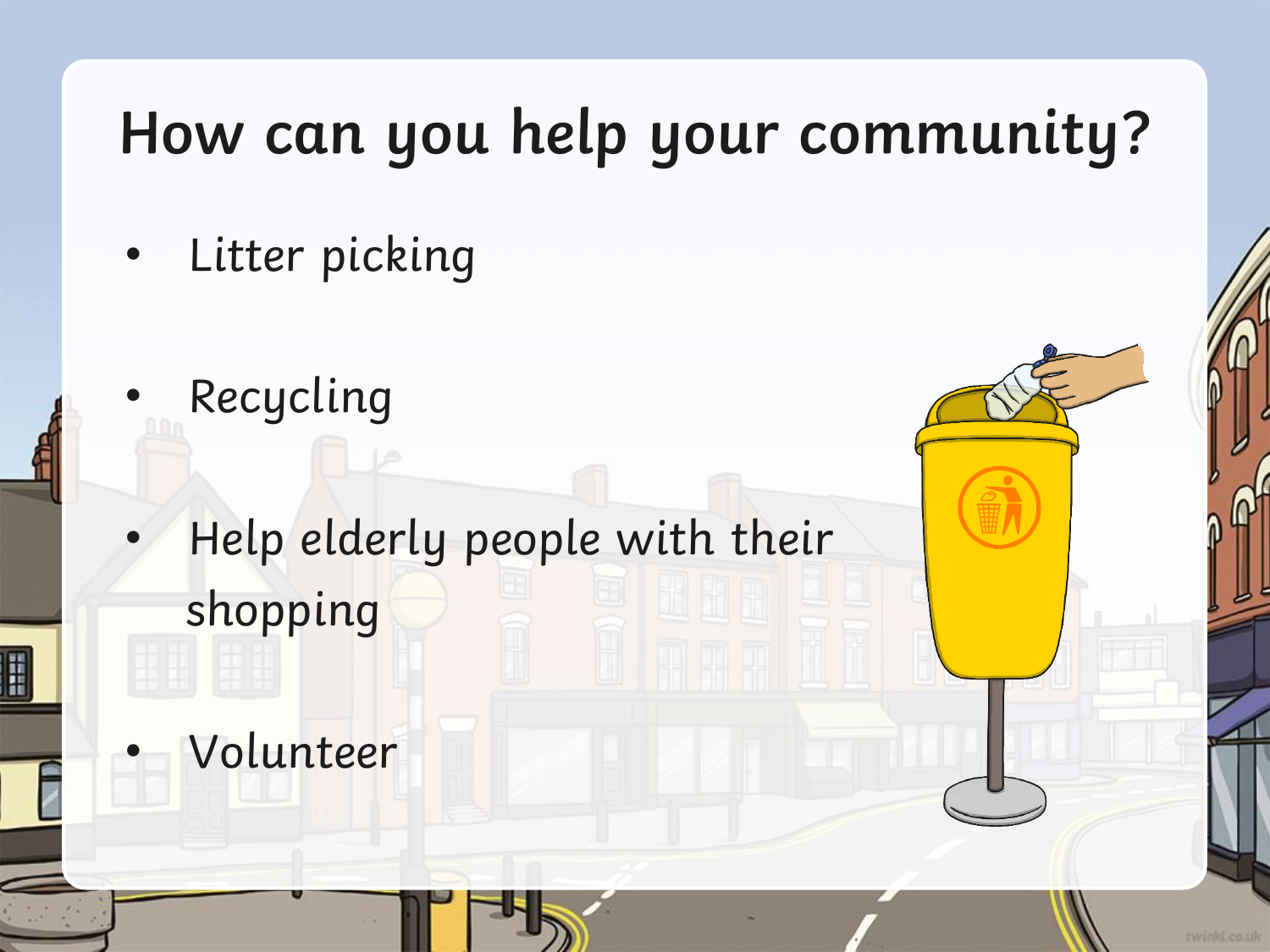# How can you help your community?

- Litter picking
- Recycling
- Help elderly people with their shopping
- Volunteer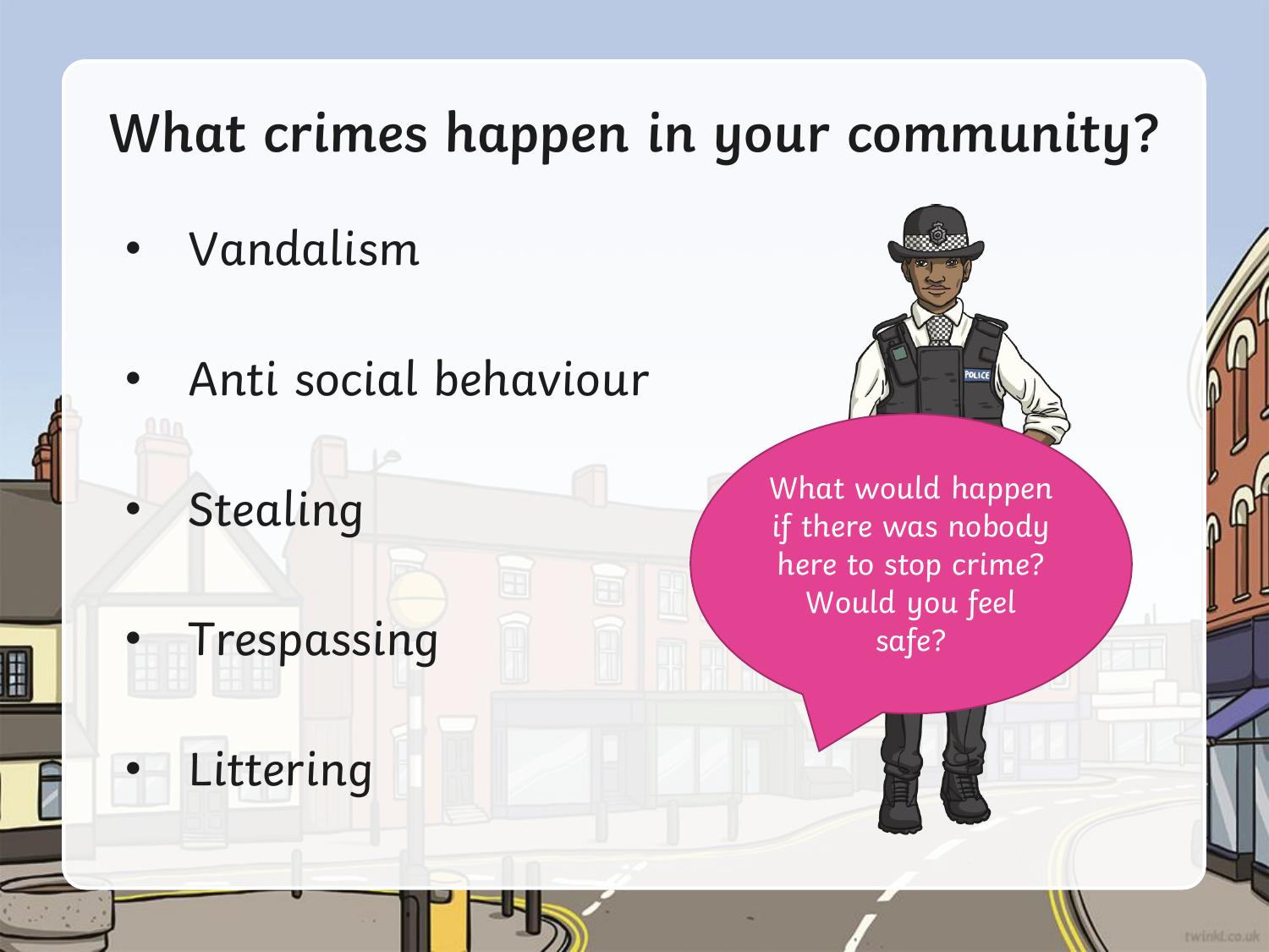# What crimes happen in your community?

- Vandalism
- Anti social behaviour
- Stealing
- Trespassing
- Littering

What would happen if there was nobody here to stop crime? Would you feel safe?